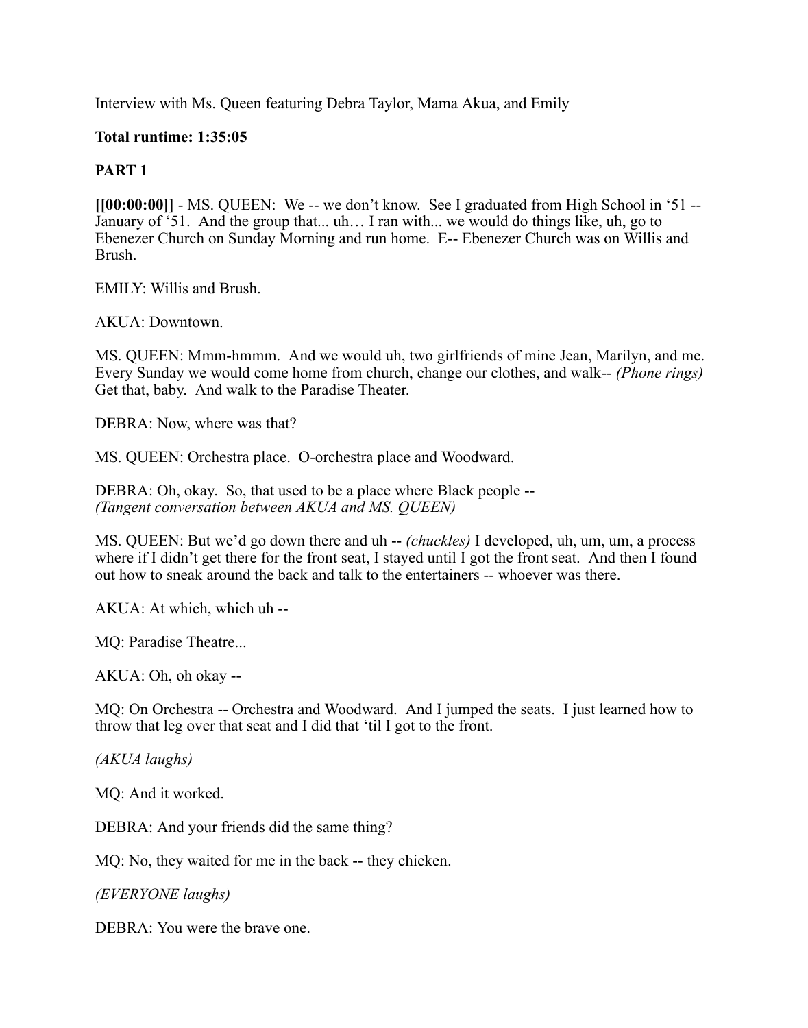Interview with Ms. Queen featuring Debra Taylor, Mama Akua, and Emily

**Total runtime: 1:35:05**

**PART 1**

**[[00:00:00]]** - MS. QUEEN: We -- we don't know. See I graduated from High School in '51 -- January of '51. And the group that... uh… I ran with... we would do things like, uh, go to Ebenezer Church on Sunday Morning and run home. E-- Ebenezer Church was on Willis and Brush.

EMILY: Willis and Brush.

AKUA: Downtown.

MS. QUEEN: Mmm-hmmm. And we would uh, two girlfriends of mine Jean, Marilyn, and me. Every Sunday we would come home from church, change our clothes, and walk-- *(Phone rings)* Get that, baby. And walk to the Paradise Theater.

DEBRA: Now, where was that?

MS. QUEEN: Orchestra place. O-orchestra place and Woodward.

DEBRA: Oh, okay. So, that used to be a place where Black people --
*(Tangent conversation between AKUA and MS. QUEEN)*

MS. QUEEN: But we'd go down there and uh -- *(chuckles)* I developed, uh, um, um, a process where if I didn't get there for the front seat, I stayed until I got the front seat. And then I found out how to sneak around the back and talk to the entertainers -- whoever was there.

AKUA: At which, which uh --

MQ: Paradise Theatre...

AKUA: Oh, oh okay --

MQ: On Orchestra -- Orchestra and Woodward. And I jumped the seats. I just learned how to throw that leg over that seat and I did that 'til I got to the front.

*(AKUA laughs)*

MQ: And it worked.

DEBRA: And your friends did the same thing?

MQ: No, they waited for me in the back -- they chicken.

*(EVERYONE laughs)*

DEBRA: You were the brave one.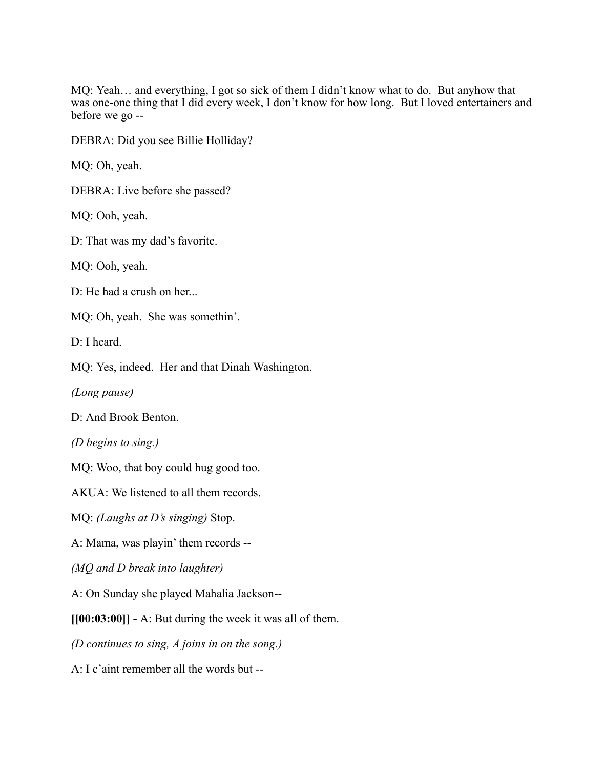MQ: Yeah… and everything, I got so sick of them I didn't know what to do. But anyhow that was one-one thing that I did every week, I don't know for how long. But I loved entertainers and before we go --

DEBRA: Did you see Billie Holliday?

MQ: Oh, yeah.

DEBRA: Live before she passed?

MQ: Ooh, yeah.

D: That was my dad's favorite.

MQ: Ooh, yeah.

D: He had a crush on her...

MQ: Oh, yeah. She was somethin'.

D: I heard.

MQ: Yes, indeed. Her and that Dinah Washington.

*(Long pause)*

D: And Brook Benton.

*(D begins to sing.)*

MQ: Woo, that boy could hug good too.

AKUA: We listened to all them records.

MQ: *(Laughs at D's singing)* Stop.

A: Mama, was playin' them records --

*(MQ and D break into laughter)*

A: On Sunday she played Mahalia Jackson--

**[[00:03:00]] -** A: But during the week it was all of them.

*(D continues to sing, A joins in on the song.)*

A: I c'aint remember all the words but --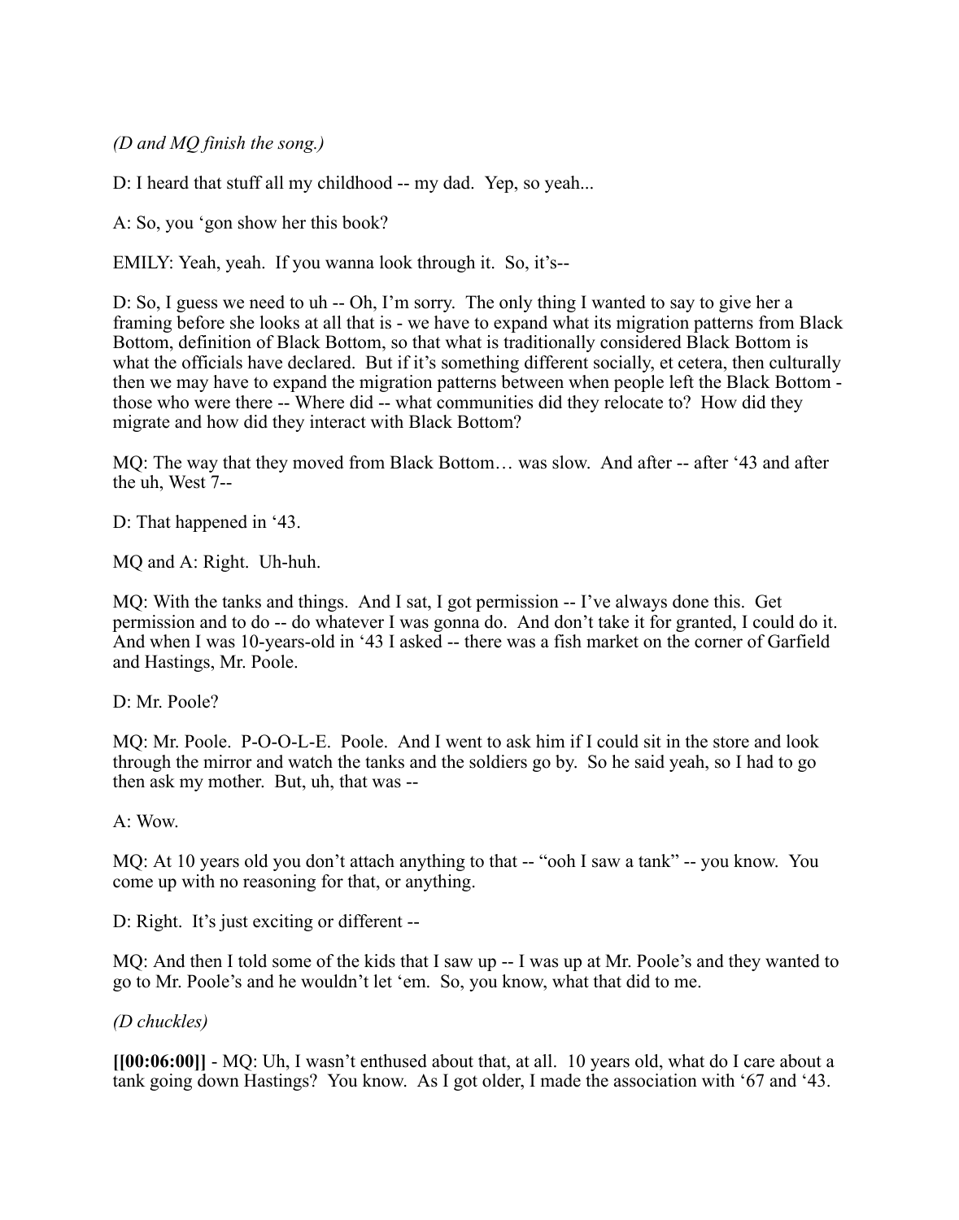*(D and MQ finish the song.)*

D: I heard that stuff all my childhood -- my dad.  Yep, so yeah...

A: So, you 'gon show her this book?

EMILY: Yeah, yeah.  If you wanna look through it.  So, it's--

D: So, I guess we need to uh -- Oh, I'm sorry.  The only thing I wanted to say to give her a framing before she looks at all that is - we have to expand what its migration patterns from Black Bottom, definition of Black Bottom, so that what is traditionally considered Black Bottom is what the officials have declared.  But if it's something different socially, et cetera, then culturally then we may have to expand the migration patterns between when people left the Black Bottom - those who were there -- Where did -- what communities did they relocate to?  How did they migrate and how did they interact with Black Bottom?

MQ: The way that they moved from Black Bottom… was slow.  And after -- after '43 and after the uh, West 7--

D: That happened in '43.

MQ and A: Right.  Uh-huh.

MQ: With the tanks and things.  And I sat, I got permission -- I've always done this.  Get permission and to do -- do whatever I was gonna do.  And don't take it for granted, I could do it.  And when I was 10-years-old in '43 I asked -- there was a fish market on the corner of Garfield and Hastings, Mr. Poole.

D: Mr. Poole?

MQ: Mr. Poole.  P-O-O-L-E.  Poole.  And I went to ask him if I could sit in the store and look through the mirror and watch the tanks and the soldiers go by.  So he said yeah, so I had to go then ask my mother.  But, uh, that was --

A: Wow.

MQ: At 10 years old you don't attach anything to that -- "ooh I saw a tank" -- you know.  You come up with no reasoning for that, or anything.

D: Right.  It's just exciting or different --

MQ: And then I told some of the kids that I saw up -- I was up at Mr. Poole's and they wanted to go to Mr. Poole's and he wouldn't let 'em.  So, you know, what that did to me.

*(D chuckles)*

**[[00:06:00]]** - MQ: Uh, I wasn't enthused about that, at all.  10 years old, what do I care about a tank going down Hastings?  You know.  As I got older, I made the association with '67 and '43.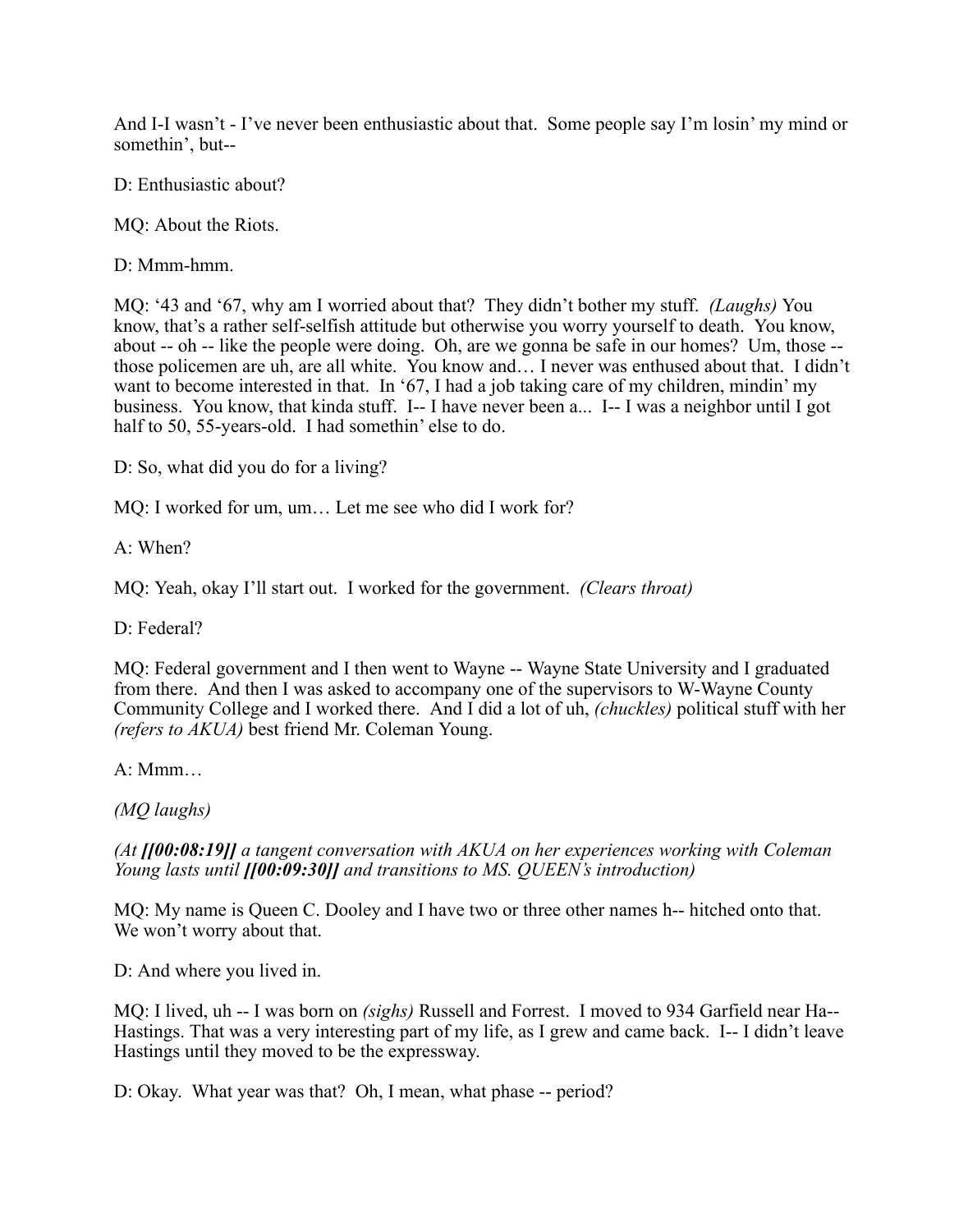And I-I wasn't - I've never been enthusiastic about that. Some people say I'm losin' my mind or somethin', but--

D: Enthusiastic about?

MQ: About the Riots.

D: Mmm-hmm.

MQ: '43 and '67, why am I worried about that? They didn't bother my stuff. *(Laughs)* You know, that's a rather self-selfish attitude but otherwise you worry yourself to death. You know, about -- oh -- like the people were doing. Oh, are we gonna be safe in our homes? Um, those -- those policemen are uh, are all white. You know and… I never was enthused about that. I didn't want to become interested in that. In '67, I had a job taking care of my children, mindin' my business. You know, that kinda stuff. I-- I have never been a... I-- I was a neighbor until I got half to 50, 55-years-old. I had somethin' else to do.

D: So, what did you do for a living?

MQ: I worked for um, um… Let me see who did I work for?

A: When?

MQ: Yeah, okay I'll start out. I worked for the government. *(Clears throat)*

D: Federal?

MQ: Federal government and I then went to Wayne -- Wayne State University and I graduated from there. And then I was asked to accompany one of the supervisors to W-Wayne County Community College and I worked there. And I did a lot of uh, *(chuckles)* political stuff with her *(refers to AKUA)* best friend Mr. Coleman Young.

A: Mmm…

*(MQ laughs)*

*(At **[[00:08:19]]** a tangent conversation with AKUA on her experiences working with Coleman Young lasts until **[[00:09:30]]** and transitions to MS. QUEEN's introduction)*

MQ: My name is Queen C. Dooley and I have two or three other names h-- hitched onto that. We won't worry about that.

D: And where you lived in.

MQ: I lived, uh -- I was born on *(sighs)* Russell and Forrest. I moved to 934 Garfield near Ha-- Hastings. That was a very interesting part of my life, as I grew and came back. I-- I didn't leave Hastings until they moved to be the expressway.

D: Okay. What year was that? Oh, I mean, what phase -- period?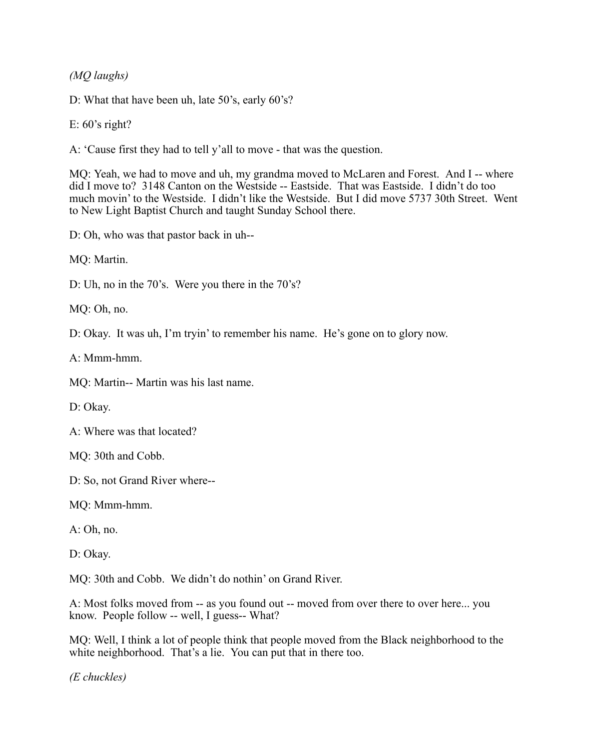*(MQ laughs)*

D: What that have been uh, late 50's, early 60's?

E: 60's right?

A: 'Cause first they had to tell y'all to move - that was the question.

MQ: Yeah, we had to move and uh, my grandma moved to McLaren and Forest. And I -- where did I move to? 3148 Canton on the Westside -- Eastside. That was Eastside. I didn't do too much movin' to the Westside. I didn't like the Westside. But I did move 5737 30th Street. Went to New Light Baptist Church and taught Sunday School there.

D: Oh, who was that pastor back in uh--

MQ: Martin.

D: Uh, no in the 70's. Were you there in the 70's?

MQ: Oh, no.

D: Okay. It was uh, I'm tryin' to remember his name. He's gone on to glory now.

A: Mmm-hmm.

MQ: Martin-- Martin was his last name.

D: Okay.

A: Where was that located?

MQ: 30th and Cobb.

D: So, not Grand River where--

MQ: Mmm-hmm.

A: Oh, no.

D: Okay.

MQ: 30th and Cobb. We didn't do nothin' on Grand River.

A: Most folks moved from -- as you found out -- moved from over there to over here... you know. People follow -- well, I guess-- What?

MQ: Well, I think a lot of people think that people moved from the Black neighborhood to the white neighborhood. That's a lie. You can put that in there too.

*(E chuckles)*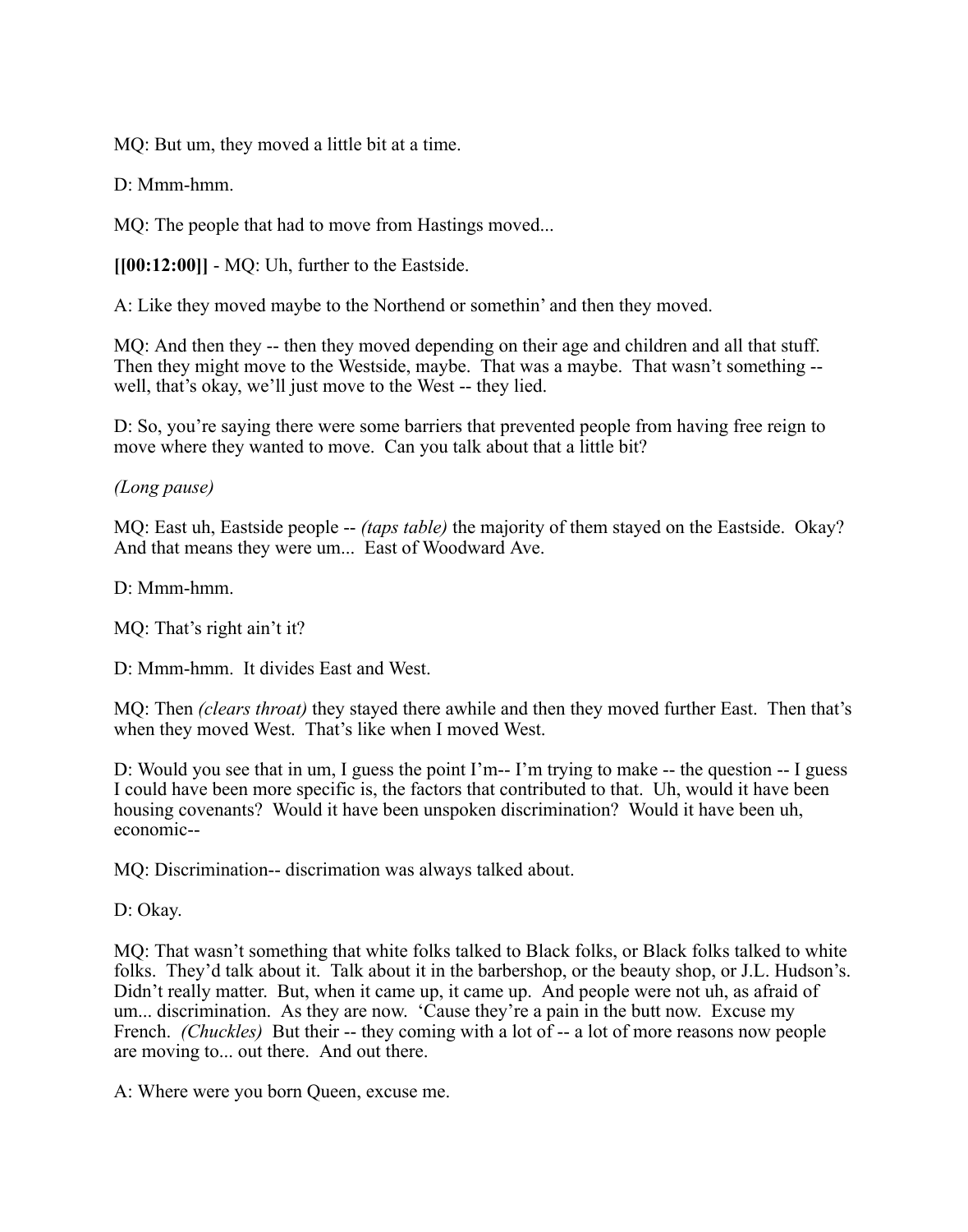MQ: But um, they moved a little bit at a time.

D: Mmm-hmm.

MQ: The people that had to move from Hastings moved...

**[[00:12:00]]** - MQ: Uh, further to the Eastside.

A: Like they moved maybe to the Northend or somethin' and then they moved.

MQ: And then they -- then they moved depending on their age and children and all that stuff. Then they might move to the Westside, maybe. That was a maybe. That wasn't something -- well, that's okay, we'll just move to the West -- they lied.

D: So, you're saying there were some barriers that prevented people from having free reign to move where they wanted to move. Can you talk about that a little bit?

*(Long pause)*

MQ: East uh, Eastside people -- *(taps table)* the majority of them stayed on the Eastside. Okay? And that means they were um... East of Woodward Ave.

D: Mmm-hmm.

MQ: That's right ain't it?

D: Mmm-hmm. It divides East and West.

MQ: Then *(clears throat)* they stayed there awhile and then they moved further East. Then that's when they moved West. That's like when I moved West.

D: Would you see that in um, I guess the point I'm-- I'm trying to make -- the question -- I guess I could have been more specific is, the factors that contributed to that. Uh, would it have been housing covenants? Would it have been unspoken discrimination? Would it have been uh, economic--

MQ: Discrimination-- discrimation was always talked about.

D: Okay.

MQ: That wasn't something that white folks talked to Black folks, or Black folks talked to white folks. They'd talk about it. Talk about it in the barbershop, or the beauty shop, or J.L. Hudson's. Didn't really matter. But, when it came up, it came up. And people were not uh, as afraid of um... discrimination. As they are now. 'Cause they're a pain in the butt now. Excuse my French. *(Chuckles)* But their -- they coming with a lot of -- a lot of more reasons now people are moving to... out there. And out there.

A: Where were you born Queen, excuse me.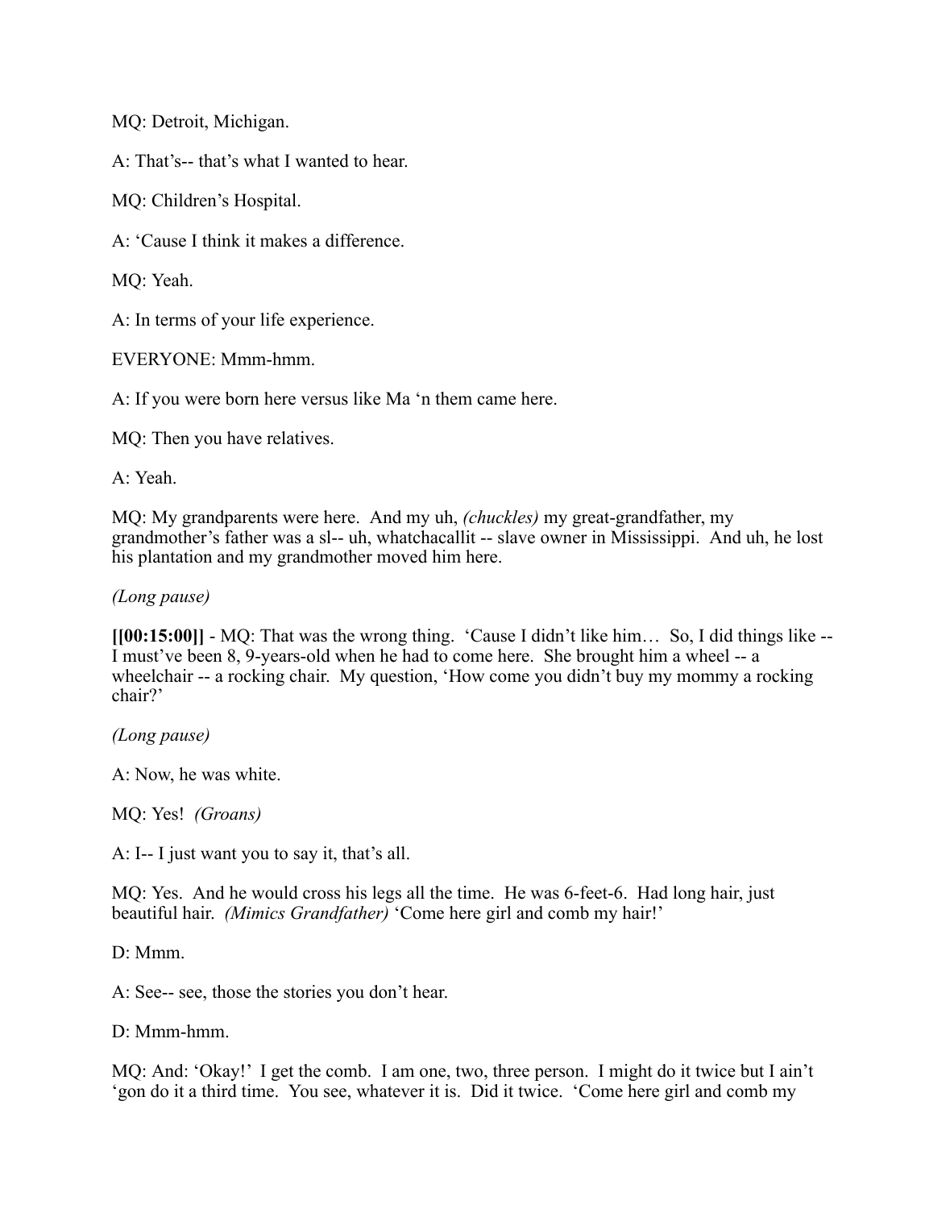MQ: Detroit, Michigan.

A: That's-- that's what I wanted to hear.

MQ: Children's Hospital.

A: 'Cause I think it makes a difference.

MQ: Yeah.

A: In terms of your life experience.

EVERYONE: Mmm-hmm.

A: If you were born here versus like Ma 'n them came here.

MQ: Then you have relatives.

A: Yeah.

MQ: My grandparents were here. And my uh, *(chuckles)* my great-grandfather, my grandmother's father was a sl-- uh, whatchacallit -- slave owner in Mississippi. And uh, he lost his plantation and my grandmother moved him here.

*(Long pause)*

**[[00:15:00]]** - MQ: That was the wrong thing. 'Cause I didn't like him… So, I did things like -- I must've been 8, 9-years-old when he had to come here. She brought him a wheel -- a wheelchair -- a rocking chair. My question, 'How come you didn't buy my mommy a rocking chair?'

*(Long pause)*

A: Now, he was white.

MQ: Yes! *(Groans)*

A: I-- I just want you to say it, that's all.

MQ: Yes. And he would cross his legs all the time. He was 6-feet-6. Had long hair, just beautiful hair. *(Mimics Grandfather)* 'Come here girl and comb my hair!'

D: Mmm.

A: See-- see, those the stories you don't hear.

D: Mmm-hmm.

MQ: And: 'Okay!' I get the comb. I am one, two, three person. I might do it twice but I ain't 'gon do it a third time. You see, whatever it is. Did it twice. 'Come here girl and comb my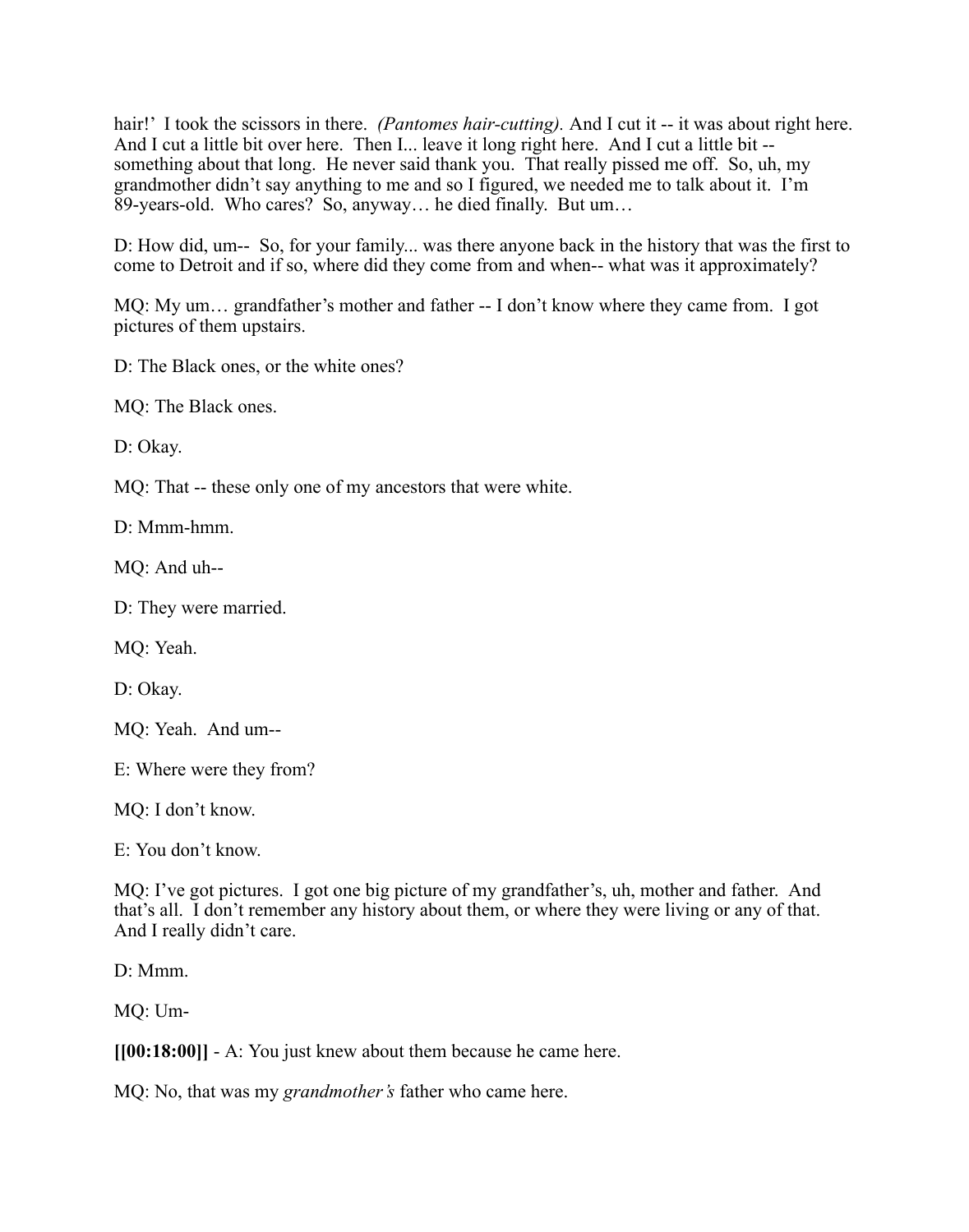hair!' I took the scissors in there. *(Pantomes hair-cutting).* And I cut it -- it was about right here. And I cut a little bit over here. Then I... leave it long right here. And I cut a little bit -- something about that long. He never said thank you. That really pissed me off. So, uh, my grandmother didn't say anything to me and so I figured, we needed me to talk about it. I'm 89-years-old. Who cares? So, anyway… he died finally. But um…

D: How did, um-- So, for your family... was there anyone back in the history that was the first to come to Detroit and if so, where did they come from and when-- what was it approximately?

MQ: My um… grandfather's mother and father -- I don't know where they came from. I got pictures of them upstairs.

D: The Black ones, or the white ones?

MQ: The Black ones.

D: Okay.

MQ: That -- these only one of my ancestors that were white.

D: Mmm-hmm.

MQ: And uh--

D: They were married.

MQ: Yeah.

D: Okay.

MQ: Yeah. And um--

E: Where were they from?

MQ: I don't know.

E: You don't know.

MQ: I've got pictures. I got one big picture of my grandfather's, uh, mother and father. And that's all. I don't remember any history about them, or where they were living or any of that. And I really didn't care.

D: Mmm.

MQ: Um-

**[[00:18:00]]** - A: You just knew about them because he came here.

MQ: No, that was my *grandmother's* father who came here.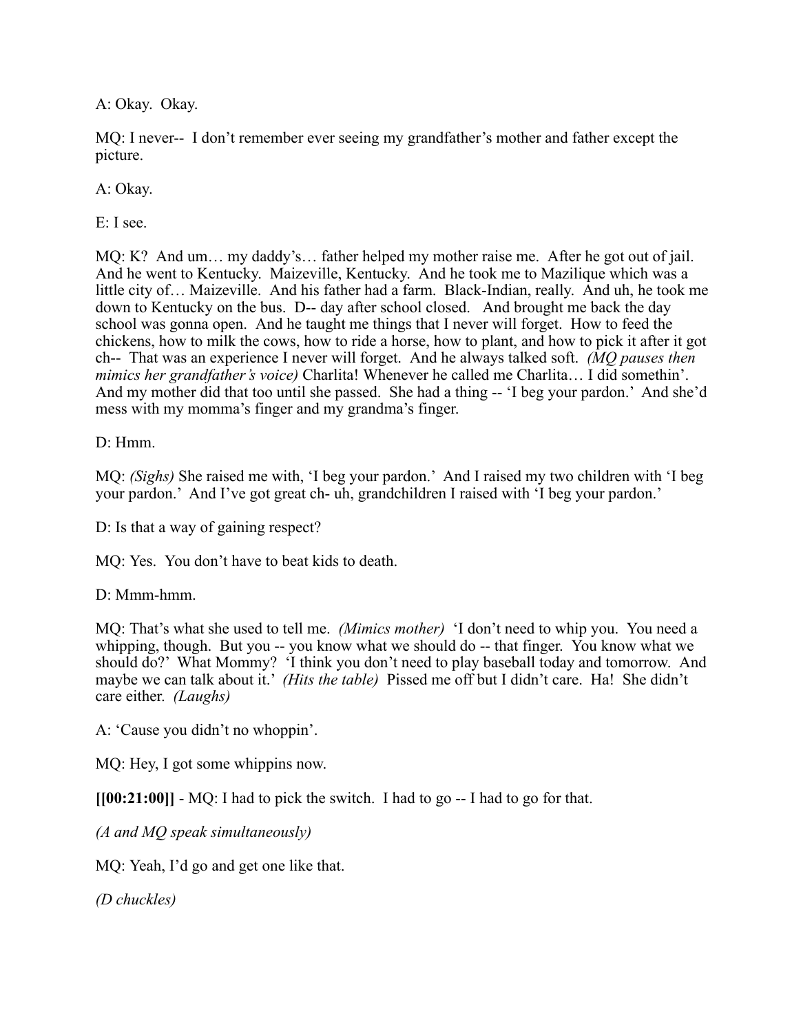A: Okay.  Okay.

MQ: I never--  I don't remember ever seeing my grandfather's mother and father except the picture.

A: Okay.

E: I see.

MQ: K?  And um… my daddy's… father helped my mother raise me.  After he got out of jail.  And he went to Kentucky.  Maizeville, Kentucky.  And he took me to Mazilique which was a little city of… Maizeville.  And his father had a farm.  Black-Indian, really.  And uh, he took me down to Kentucky on the bus.  D-- day after school closed.   And brought me back the day school was gonna open.  And he taught me things that I never will forget.  How to feed the chickens, how to milk the cows, how to ride a horse, how to plant, and how to pick it after it got ch--  That was an experience I never will forget.  And he always talked soft.  *(MQ pauses then mimics her grandfather's voice)* Charlita! Whenever he called me Charlita… I did somethin'.  And my mother did that too until she passed.  She had a thing -- 'I beg your pardon.'  And she'd mess with my momma's finger and my grandma's finger.

D: Hmm.

MQ: *(Sighs)* She raised me with, 'I beg your pardon.'  And I raised my two children with 'I beg your pardon.'  And I've got great ch- uh, grandchildren I raised with 'I beg your pardon.'

D: Is that a way of gaining respect?

MQ: Yes.  You don't have to beat kids to death.

D: Mmm-hmm.

MQ: That's what she used to tell me.  *(Mimics mother)*  'I don't need to whip you.  You need a whipping, though.  But you -- you know what we should do -- that finger.  You know what we should do?'  What Mommy?  'I think you don't need to play baseball today and tomorrow.  And maybe we can talk about it.'  *(Hits the table)*  Pissed me off but I didn't care.  Ha!  She didn't care either.  *(Laughs)*

A: 'Cause you didn't no whoppin'.

MQ: Hey, I got some whippins now.

**[[00:21:00]]** - MQ: I had to pick the switch.  I had to go -- I had to go for that.

*(A and MQ speak simultaneously)*

MQ: Yeah, I'd go and get one like that.

*(D chuckles)*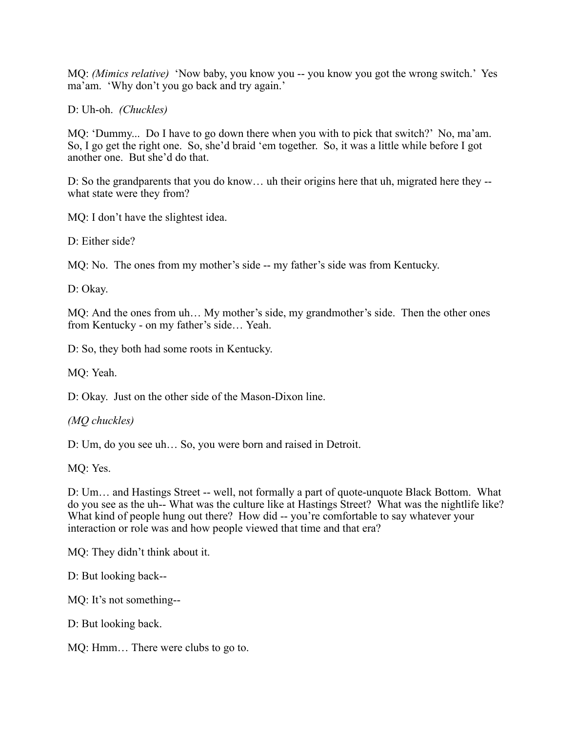MQ: *(Mimics relative)* 'Now baby, you know you -- you know you got the wrong switch.' Yes ma'am. 'Why don't you go back and try again.'

D: Uh-oh. *(Chuckles)*

MQ: 'Dummy... Do I have to go down there when you with to pick that switch?' No, ma'am. So, I go get the right one. So, she'd braid 'em together. So, it was a little while before I got another one. But she'd do that.

D: So the grandparents that you do know… uh their origins here that uh, migrated here they -- what state were they from?

MQ: I don't have the slightest idea.

D: Either side?

MQ: No. The ones from my mother's side -- my father's side was from Kentucky.

D: Okay.

MQ: And the ones from uh… My mother's side, my grandmother's side. Then the other ones from Kentucky - on my father's side… Yeah.

D: So, they both had some roots in Kentucky.

MQ: Yeah.

D: Okay. Just on the other side of the Mason-Dixon line.

*(MQ chuckles)*

D: Um, do you see uh… So, you were born and raised in Detroit.

MQ: Yes.

D: Um… and Hastings Street -- well, not formally a part of quote-unquote Black Bottom. What do you see as the uh-- What was the culture like at Hastings Street? What was the nightlife like? What kind of people hung out there? How did -- you're comfortable to say whatever your interaction or role was and how people viewed that time and that era?

MQ: They didn't think about it.

D: But looking back--

MQ: It's not something--

D: But looking back.

MQ: Hmm… There were clubs to go to.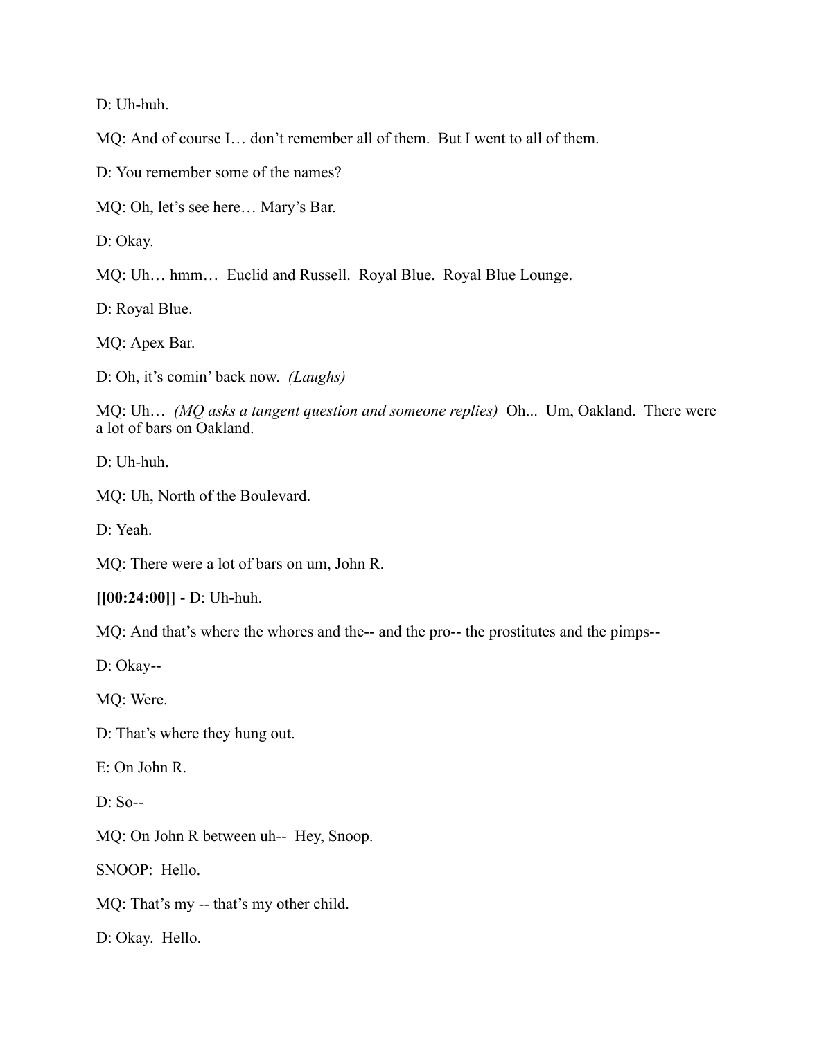D: Uh-huh.

MQ: And of course I… don't remember all of them.  But I went to all of them.

D: You remember some of the names?

MQ: Oh, let's see here… Mary's Bar.

D: Okay.

MQ: Uh… hmm…  Euclid and Russell.  Royal Blue.  Royal Blue Lounge.

D: Royal Blue.

MQ: Apex Bar.

D: Oh, it's comin' back now.  *(Laughs)*

MQ: Uh…  *(MQ asks a tangent question and someone replies)*  Oh...  Um, Oakland.  There were a lot of bars on Oakland.

D: Uh-huh.

MQ: Uh, North of the Boulevard.

D: Yeah.

MQ: There were a lot of bars on um, John R.

**[[00:24:00]]** - D: Uh-huh.

MQ: And that's where the whores and the-- and the pro-- the prostitutes and the pimps--

D: Okay--

MQ: Were.

D: That's where they hung out.

E: On John R.

D: So--

MQ: On John R between uh--  Hey, Snoop.

SNOOP:  Hello.

MQ: That's my -- that's my other child.

D: Okay.  Hello.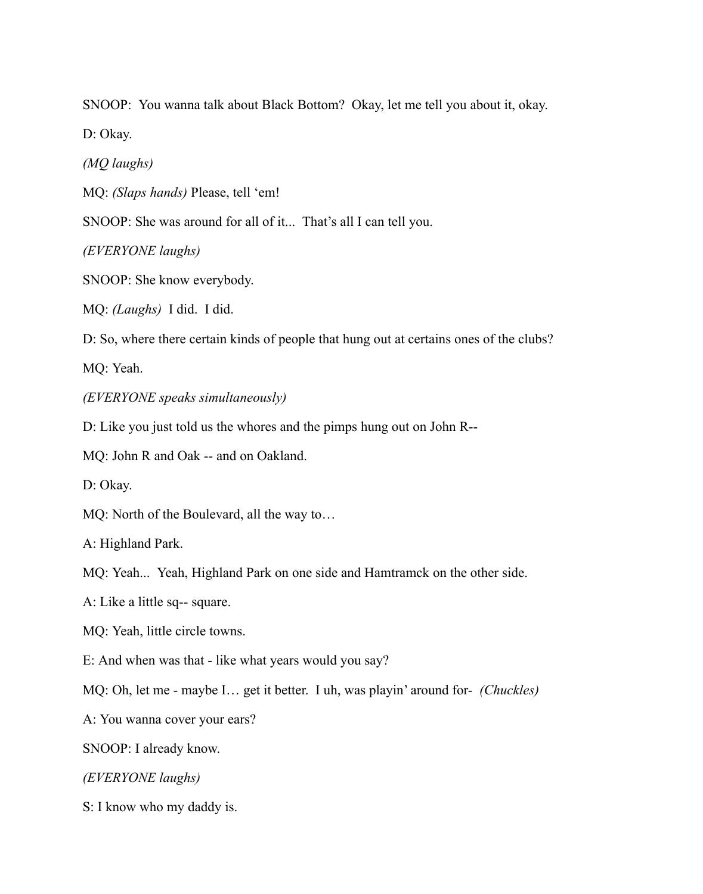SNOOP: You wanna talk about Black Bottom? Okay, let me tell you about it, okay.

D: Okay.

*(MQ laughs)*

MQ: *(Slaps hands)* Please, tell 'em!

SNOOP: She was around for all of it... That's all I can tell you.

*(EVERYONE laughs)*

SNOOP: She know everybody.

MQ: *(Laughs)* I did. I did.

D: So, where there certain kinds of people that hung out at certains ones of the clubs?

MQ: Yeah.

*(EVERYONE speaks simultaneously)*

D: Like you just told us the whores and the pimps hung out on John R--

MQ: John R and Oak -- and on Oakland.

D: Okay.

MQ: North of the Boulevard, all the way to…

A: Highland Park.

MQ: Yeah... Yeah, Highland Park on one side and Hamtramck on the other side.

A: Like a little sq-- square.

MQ: Yeah, little circle towns.

E: And when was that - like what years would you say?

MQ: Oh, let me - maybe I… get it better. I uh, was playin' around for- *(Chuckles)*

A: You wanna cover your ears?

SNOOP: I already know.

*(EVERYONE laughs)*

S: I know who my daddy is.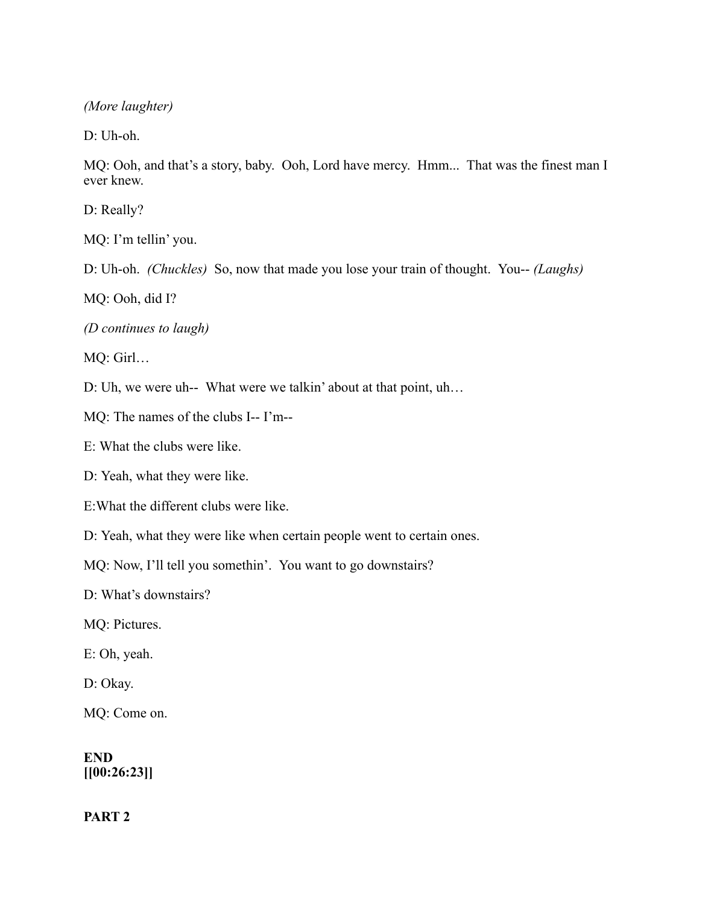*(More laughter)*

D: Uh-oh.

MQ: Ooh, and that's a story, baby. Ooh, Lord have mercy. Hmm... That was the finest man I ever knew.

D: Really?

MQ: I'm tellin' you.

D: Uh-oh. *(Chuckles)* So, now that made you lose your train of thought. You-- *(Laughs)*

MQ: Ooh, did I?

*(D continues to laugh)*

MQ: Girl…

D: Uh, we were uh-- What were we talkin' about at that point, uh…

MQ: The names of the clubs I-- I'm--

E: What the clubs were like.

D: Yeah, what they were like.

E:What the different clubs were like.

D: Yeah, what they were like when certain people went to certain ones.

MQ: Now, I'll tell you somethin'. You want to go downstairs?

D: What's downstairs?

MQ: Pictures.

E: Oh, yeah.

D: Okay.

MQ: Come on.

**END**
**[[00:26:23]]**

**PART 2**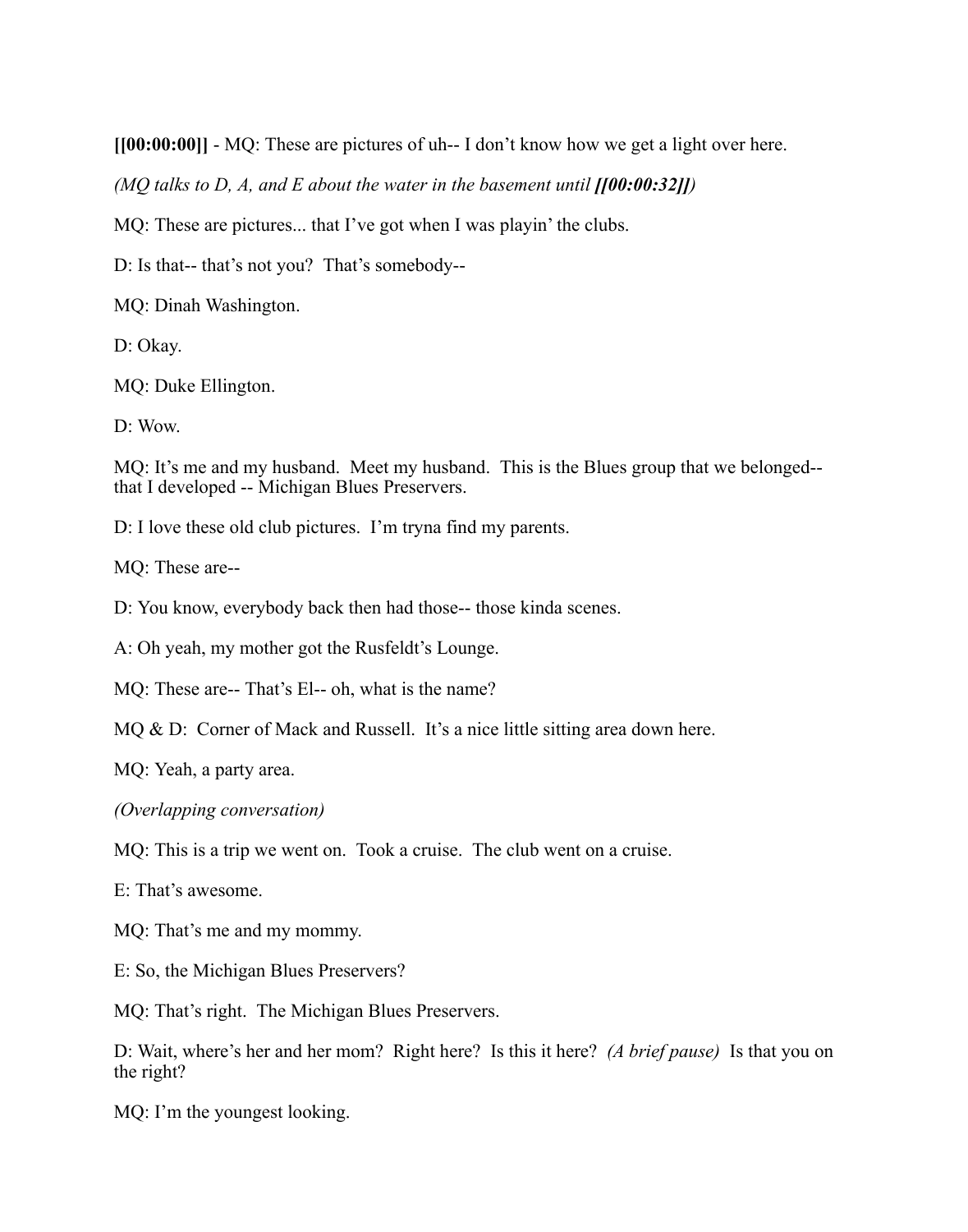**[[00:00:00]]** - MQ: These are pictures of uh-- I don't know how we get a light over here.

*(MQ talks to D, A, and E about the water in the basement until **[[00:00:32]]**)*

MQ: These are pictures... that I've got when I was playin' the clubs.

D: Is that-- that's not you? That's somebody--

MQ: Dinah Washington.

D: Okay.

MQ: Duke Ellington.

D: Wow.

MQ: It's me and my husband. Meet my husband. This is the Blues group that we belonged-- that I developed -- Michigan Blues Preservers.

D: I love these old club pictures. I'm tryna find my parents.

MQ: These are--

D: You know, everybody back then had those-- those kinda scenes.

A: Oh yeah, my mother got the Rusfeldt's Lounge.

MQ: These are-- That's El-- oh, what is the name?

MQ & D: Corner of Mack and Russell. It's a nice little sitting area down here.

MQ: Yeah, a party area.

*(Overlapping conversation)*

MQ: This is a trip we went on. Took a cruise. The club went on a cruise.

E: That's awesome.

MQ: That's me and my mommy.

E: So, the Michigan Blues Preservers?

MQ: That's right. The Michigan Blues Preservers.

D: Wait, where's her and her mom? Right here? Is this it here? *(A brief pause)* Is that you on the right?

MQ: I'm the youngest looking.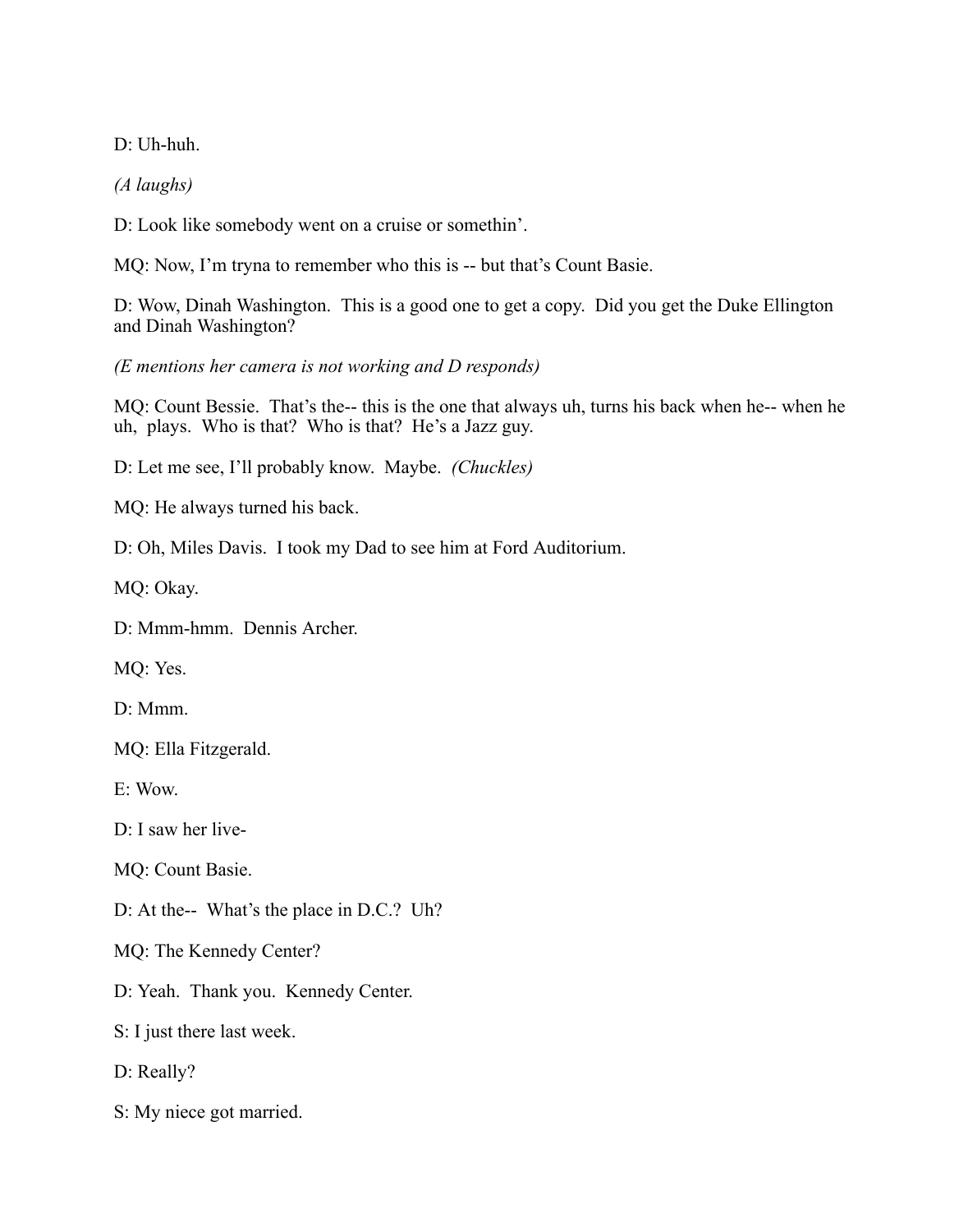D: Uh-huh.

*(A laughs)*

D: Look like somebody went on a cruise or somethin'.

MQ: Now, I'm tryna to remember who this is -- but that's Count Basie.

D: Wow, Dinah Washington. This is a good one to get a copy. Did you get the Duke Ellington and Dinah Washington?

*(E mentions her camera is not working and D responds)*

MQ: Count Bessie. That's the-- this is the one that always uh, turns his back when he-- when he uh, plays. Who is that? Who is that? He's a Jazz guy.

D: Let me see, I'll probably know. Maybe. *(Chuckles)*

MQ: He always turned his back.

D: Oh, Miles Davis. I took my Dad to see him at Ford Auditorium.

MQ: Okay.

D: Mmm-hmm. Dennis Archer.

MQ: Yes.

D: Mmm.

MQ: Ella Fitzgerald.

E: Wow.

D: I saw her live-

MQ: Count Basie.

D: At the-- What's the place in D.C.? Uh?

MQ: The Kennedy Center?

D: Yeah. Thank you. Kennedy Center.

S: I just there last week.

D: Really?

S: My niece got married.